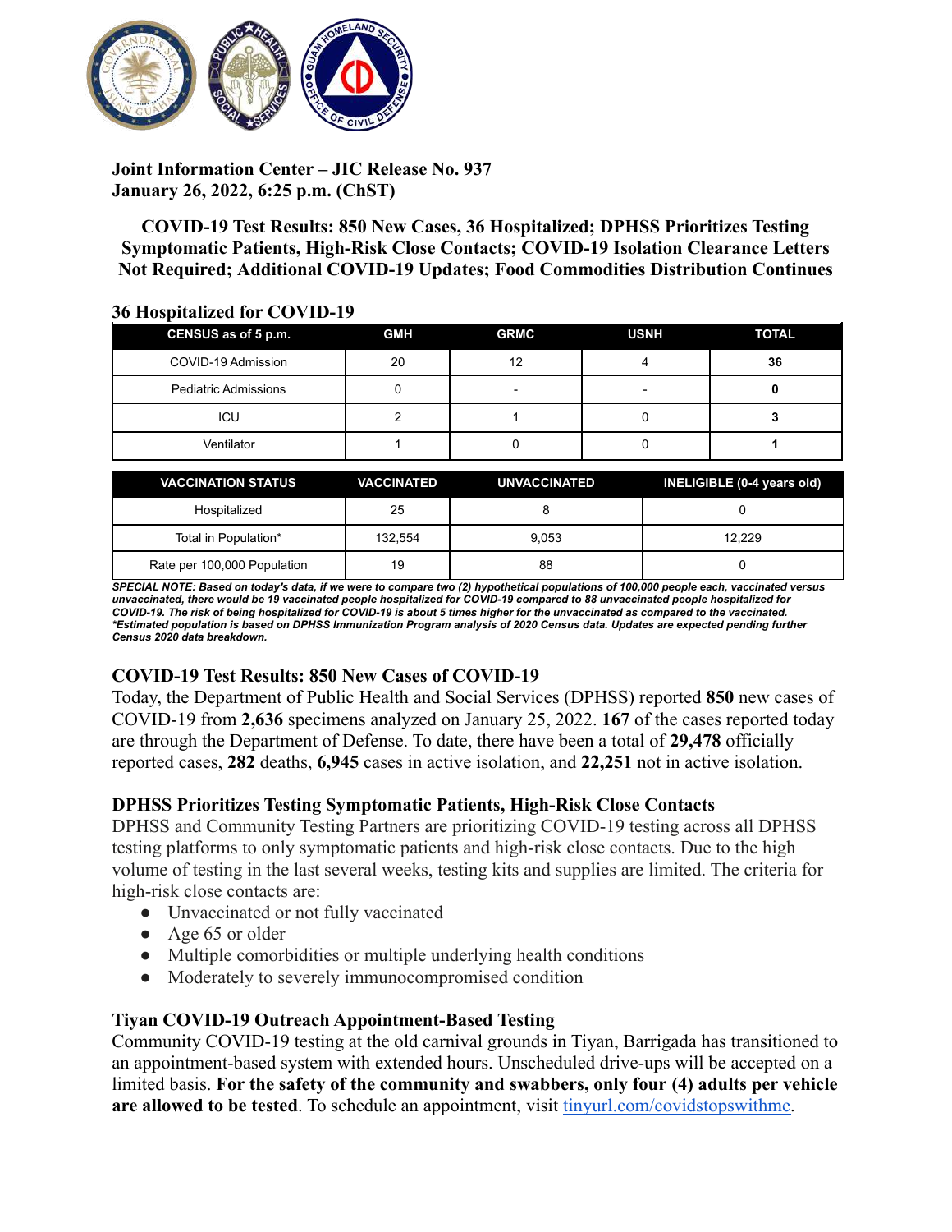**Joint Information Center – JIC Release No. 937**
**January 26, 2022, 6:25 p.m. (ChST)**

# COVID-19 Test Results: 850 New Cases, 36 Hospitalized; DPHSS Prioritizes Testing Symptomatic Patients, High-Risk Close Contacts; COVID-19 Isolation Clearance Letters Not Required; Additional COVID-19 Updates; Food Commodities Distribution Continues

## 36 Hospitalized for COVID-19

| CENSUS as of 5 p.m. | GMH | GRMC | USNH | TOTAL |
|---|---|---|---|---|
| COVID-19 Admission | 20 | 12 | 4 | **36** |
| Pediatric Admissions | 0 | - | - | **0** |
| ICU | 2 | 1 | 0 | **3** |
| Ventilator | 1 | 0 | 0 | **1** |

| VACCINATION STATUS | VACCINATED | UNVACCINATED | INELIGIBLE (0-4 years old) |
|---|---|---|---|
| Hospitalized | 25 | 8 | 0 |
| Total in Population* | 132,554 | 9,053 | 12,229 |
| Rate per 100,000 Population | 19 | 88 | 0 |

***SPECIAL NOTE: Based on today's data, if we were to compare two (2) hypothetical populations of 100,000 people each, vaccinated versus unvaccinated, there would be 19 vaccinated people hospitalized for COVID-19 compared to 88 unvaccinated people hospitalized for COVID-19. The risk of being hospitalized for COVID-19 is about 5 times higher for the unvaccinated as compared to the vaccinated.***
***\*Estimated population is based on DPHSS Immunization Program analysis of 2020 Census data. Updates are expected pending further Census 2020 data breakdown.***

## COVID-19 Test Results: 850 New Cases of COVID-19

Today, the Department of Public Health and Social Services (DPHSS) reported **850** new cases of COVID-19 from **2,636** specimens analyzed on January 25, 2022. **167** of the cases reported today are through the Department of Defense. To date, there have been a total of **29,478** officially reported cases, **282** deaths, **6,945** cases in active isolation, and **22,251** not in active isolation.

### DPHSS Prioritizes Testing Symptomatic Patients, High-Risk Close Contacts

DPHSS and Community Testing Partners are prioritizing COVID-19 testing across all DPHSS testing platforms to only symptomatic patients and high-risk close contacts. Due to the high volume of testing in the last several weeks, testing kits and supplies are limited. The criteria for high-risk close contacts are:

- Unvaccinated or not fully vaccinated
- Age 65 or older
- Multiple comorbidities or multiple underlying health conditions
- Moderately to severely immunocompromised condition

### Tiyan COVID-19 Outreach Appointment-Based Testing

Community COVID-19 testing at the old carnival grounds in Tiyan, Barrigada has transitioned to an appointment-based system with extended hours. Unscheduled drive-ups will be accepted on a limited basis. **For the safety of the community and swabbers, only four (4) adults per vehicle are allowed to be tested**. To schedule an appointment, visit [tinyurl.com/covidstopswithme](https://tinyurl.com/covidstopswithme).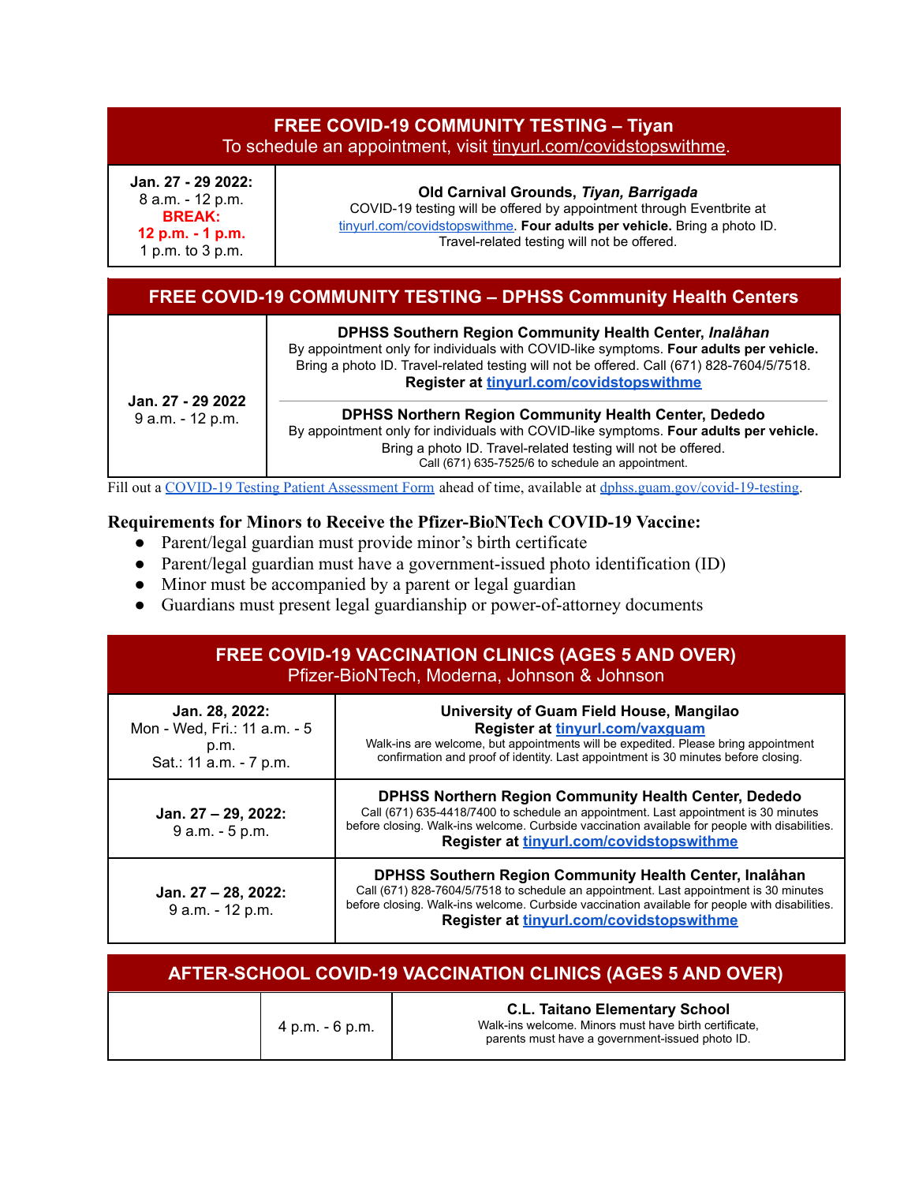| **FREE COVID-19 COMMUNITY TESTING – Tiyan**<br>To schedule an appointment, visit tinyurl.com/covidstopswithme. | |
|---|---|
| **Jan. 27 - 29 2022:**<br>8 a.m. - 12 p.m.<br>**BREAK:**<br>**12 p.m. - 1 p.m.**<br>1 p.m. to 3 p.m. | **Old Carnival Grounds, *Tiyan, Barrigada***<br>COVID-19 testing will be offered by appointment through Eventbrite at tinyurl.com/covidstopswithme. **Four adults per vehicle.** Bring a photo ID. Travel-related testing will not be offered. |

| **FREE COVID-19 COMMUNITY TESTING – DPHSS Community Health Centers** | |
|---|---|
| **Jan. 27 - 29 2022**<br>9 a.m. - 12 p.m. | **DPHSS Southern Region Community Health Center, *Inalåhan***<br>By appointment only for individuals with COVID-like symptoms. **Four adults per vehicle.** Bring a photo ID. Travel-related testing will not be offered. Call (671) 828-7604/5/7518.<br>**Register at tinyurl.com/covidstopswithme**<br><br>**DPHSS Northern Region Community Health Center, Dededo**<br>By appointment only for individuals with COVID-like symptoms. **Four adults per vehicle.** Bring a photo ID. Travel-related testing will not be offered.<br>Call (671) 635-7525/6 to schedule an appointment. |

Fill out a COVID-19 Testing Patient Assessment Form ahead of time, available at dphss.guam.gov/covid-19-testing.

**Requirements for Minors to Receive the Pfizer-BioNTech COVID-19 Vaccine:**

- Parent/legal guardian must provide minor's birth certificate
- Parent/legal guardian must have a government-issued photo identification (ID)
- Minor must be accompanied by a parent or legal guardian
- Guardians must present legal guardianship or power-of-attorney documents

| **FREE COVID-19 VACCINATION CLINICS (AGES 5 AND OVER)**<br>Pfizer-BioNTech, Moderna, Johnson & Johnson | |
|---|---|
| **Jan. 28, 2022:**<br>Mon - Wed, Fri.: 11 a.m. - 5 p.m.<br>Sat.: 11 a.m. - 7 p.m. | **University of Guam Field House, Mangilao**<br>**Register at tinyurl.com/vaxguam**<br>Walk-ins are welcome, but appointments will be expedited. Please bring appointment confirmation and proof of identity. Last appointment is 30 minutes before closing. |
| **Jan. 27 – 29, 2022:**<br>9 a.m. - 5 p.m. | **DPHSS Northern Region Community Health Center, Dededo**<br>Call (671) 635-4418/7400 to schedule an appointment. Last appointment is 30 minutes before closing. Walk-ins welcome. Curbside vaccination available for people with disabilities.<br>**Register at tinyurl.com/covidstopswithme** |
| **Jan. 27 – 28, 2022:**<br>9 a.m. - 12 p.m. | **DPHSS Southern Region Community Health Center, Inalåhan**<br>Call (671) 828-7604/5/7518 to schedule an appointment. Last appointment is 30 minutes before closing. Walk-ins welcome. Curbside vaccination available for people with disabilities.<br>**Register at tinyurl.com/covidstopswithme** |

| **AFTER-SCHOOL COVID-19 VACCINATION CLINICS (AGES 5 AND OVER)** | | |
|---|---|---|
| | 4 p.m. - 6 p.m. | **C.L. Taitano Elementary School**<br>Walk-ins welcome. Minors must have birth certificate, parents must have a government-issued photo ID. |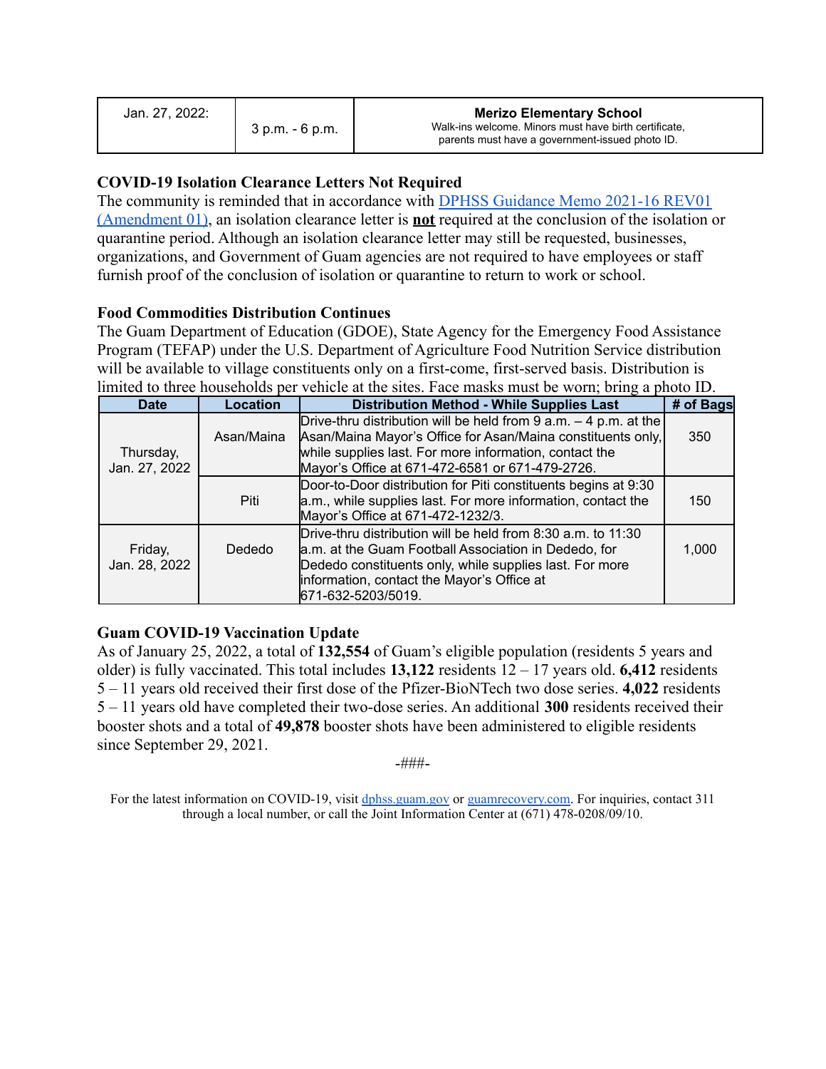| | | |
|---|---|---|
| Jan. 27, 2022: | 3 p.m. - 6 p.m. | **Merizo Elementary School**<br>Walk-ins welcome. Minors must have birth certificate, parents must have a government-issued photo ID. |

**COVID-19 Isolation Clearance Letters Not Required**

The community is reminded that in accordance with [DPHSS Guidance Memo 2021-16 REV01 (Amendment 01)](), an isolation clearance letter is **not** required at the conclusion of the isolation or quarantine period. Although an isolation clearance letter may still be requested, businesses, organizations, and Government of Guam agencies are not required to have employees or staff furnish proof of the conclusion of isolation or quarantine to return to work or school.

**Food Commodities Distribution Continues**

The Guam Department of Education (GDOE), State Agency for the Emergency Food Assistance Program (TEFAP) under the U.S. Department of Agriculture Food Nutrition Service distribution will be available to village constituents only on a first-come, first-served basis. Distribution is limited to three households per vehicle at the sites. Face masks must be worn; bring a photo ID.

| Date | Location | Distribution Method - While Supplies Last | # of Bags |
|---|---|---|---|
| Thursday, Jan. 27, 2022 | Asan/Maina | Drive-thru distribution will be held from 9 a.m. – 4 p.m. at the Asan/Maina Mayor's Office for Asan/Maina constituents only, while supplies last. For more information, contact the Mayor's Office at 671-472-6581 or 671-479-2726. | 350 |
| | Piti | Door-to-Door distribution for Piti constituents begins at 9:30 a.m., while supplies last. For more information, contact the Mayor's Office at 671-472-1232/3. | 150 |
| Friday, Jan. 28, 2022 | Dededo | Drive-thru distribution will be held from 8:30 a.m. to 11:30 a.m. at the Guam Football Association in Dededo, for Dededo constituents only, while supplies last. For more information, contact the Mayor's Office at 671-632-5203/5019. | 1,000 |

**Guam COVID-19 Vaccination Update**

As of January 25, 2022, a total of **132,554** of Guam's eligible population (residents 5 years and older) is fully vaccinated. This total includes **13,122** residents 12 – 17 years old. **6,412** residents 5 – 11 years old received their first dose of the Pfizer-BioNTech two dose series. **4,022** residents 5 – 11 years old have completed their two-dose series. An additional **300** residents received their booster shots and a total of **49,878** booster shots have been administered to eligible residents since September 29, 2021.

-###-

For the latest information on COVID-19, visit [dphss.guam.gov]() or [guamrecovery.com](). For inquiries, contact 311 through a local number, or call the Joint Information Center at (671) 478-0208/09/10.